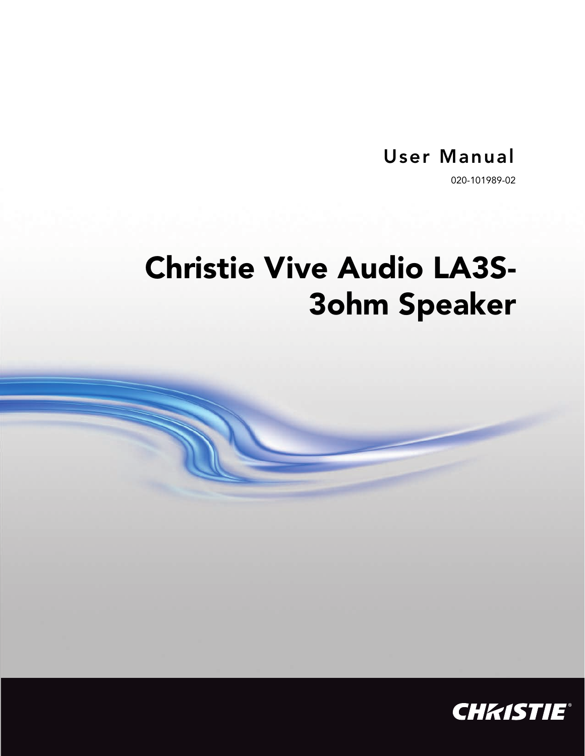User Manual

020-101989-02

# Christie Vive Audio LA3S-3ohm Speaker

CHRISTIE®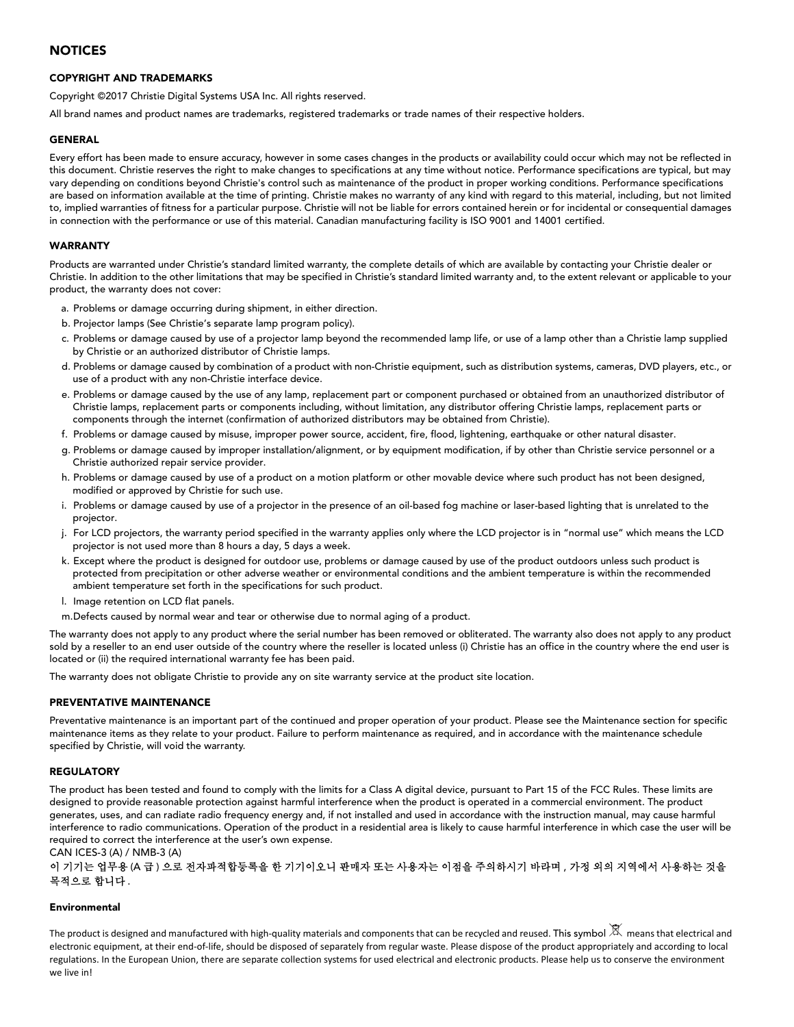# NOTICES

## COPYRIGHT AND TRADEMARKS

Copyright ©2017 Christie Digital Systems USA Inc. All rights reserved.

All brand names and product names are trademarks, registered trademarks or trade names of their respective holders.

## GENERAL

Every effort has been made to ensure accuracy, however in some cases changes in the products or availability could occur which may not be reflected in this document. Christie reserves the right to make changes to specifications at any time without notice. Performance specifications are typical, but may vary depending on conditions beyond Christie's control such as maintenance of the product in proper working conditions. Performance specifications are based on information available at the time of printing. Christie makes no warranty of any kind with regard to this material, including, but not limited to, implied warranties of fitness for a particular purpose. Christie will not be liable for errors contained herein or for incidental or consequential damages in connection with the performance or use of this material. Canadian manufacturing facility is ISO 9001 and 14001 certified.

## WARRANTY

Products are warranted under Christie's standard limited warranty, the complete details of which are available by contacting your Christie dealer or Christie. In addition to the other limitations that may be specified in Christie's standard limited warranty and, to the extent relevant or applicable to your product, the warranty does not cover:

a. Problems or damage occurring during shipment, in either direction.
b. Projector lamps (See Christie's separate lamp program policy).
c. Problems or damage caused by use of a projector lamp beyond the recommended lamp life, or use of a lamp other than a Christie lamp supplied by Christie or an authorized distributor of Christie lamps.
d. Problems or damage caused by combination of a product with non-Christie equipment, such as distribution systems, cameras, DVD players, etc., or use of a product with any non-Christie interface device.
e. Problems or damage caused by the use of any lamp, replacement part or component purchased or obtained from an unauthorized distributor of Christie lamps, replacement parts or components including, without limitation, any distributor offering Christie lamps, replacement parts or components through the internet (confirmation of authorized distributors may be obtained from Christie).
f. Problems or damage caused by misuse, improper power source, accident, fire, flood, lightening, earthquake or other natural disaster.
g. Problems or damage caused by improper installation/alignment, or by equipment modification, if by other than Christie service personnel or a Christie authorized repair service provider.
h. Problems or damage caused by use of a product on a motion platform or other movable device where such product has not been designed, modified or approved by Christie for such use.
i. Problems or damage caused by use of a projector in the presence of an oil-based fog machine or laser-based lighting that is unrelated to the projector.
j. For LCD projectors, the warranty period specified in the warranty applies only where the LCD projector is in "normal use" which means the LCD projector is not used more than 8 hours a day, 5 days a week.
k. Except where the product is designed for outdoor use, problems or damage caused by use of the product outdoors unless such product is protected from precipitation or other adverse weather or environmental conditions and the ambient temperature is within the recommended ambient temperature set forth in the specifications for such product.
l. Image retention on LCD flat panels.
m. Defects caused by normal wear and tear or otherwise due to normal aging of a product.

The warranty does not apply to any product where the serial number has been removed or obliterated. The warranty also does not apply to any product sold by a reseller to an end user outside of the country where the reseller is located unless (i) Christie has an office in the country where the end user is located or (ii) the required international warranty fee has been paid.

The warranty does not obligate Christie to provide any on site warranty service at the product site location.

## PREVENTATIVE MAINTENANCE

Preventative maintenance is an important part of the continued and proper operation of your product. Please see the Maintenance section for specific maintenance items as they relate to your product. Failure to perform maintenance as required, and in accordance with the maintenance schedule specified by Christie, will void the warranty.

## REGULATORY

The product has been tested and found to comply with the limits for a Class A digital device, pursuant to Part 15 of the FCC Rules. These limits are designed to provide reasonable protection against harmful interference when the product is operated in a commercial environment. The product generates, uses, and can radiate radio frequency energy and, if not installed and used in accordance with the instruction manual, may cause harmful interference to radio communications. Operation of the product in a residential area is likely to cause harmful interference in which case the user will be required to correct the interference at the user's own expense.

CAN ICES-3 (A) / NMB-3 (A)

이 기기는 업무용 (A 급 ) 으로 전자파적합등록을 한 기기이오니 판매자 또는 사용자는 이점을 주의하시기 바라며 , 가정 외의 지역에서 사용하는 것을 목적으로 합니다 .

## Environmental

The product is designed and manufactured with high-quality materials and components that can be recycled and reused. This symbol 🗑 means that electrical and electronic equipment, at their end-of-life, should be disposed of separately from regular waste. Please dispose of the product appropriately and according to local regulations. In the European Union, there are separate collection systems for used electrical and electronic products. Please help us to conserve the environment we live in!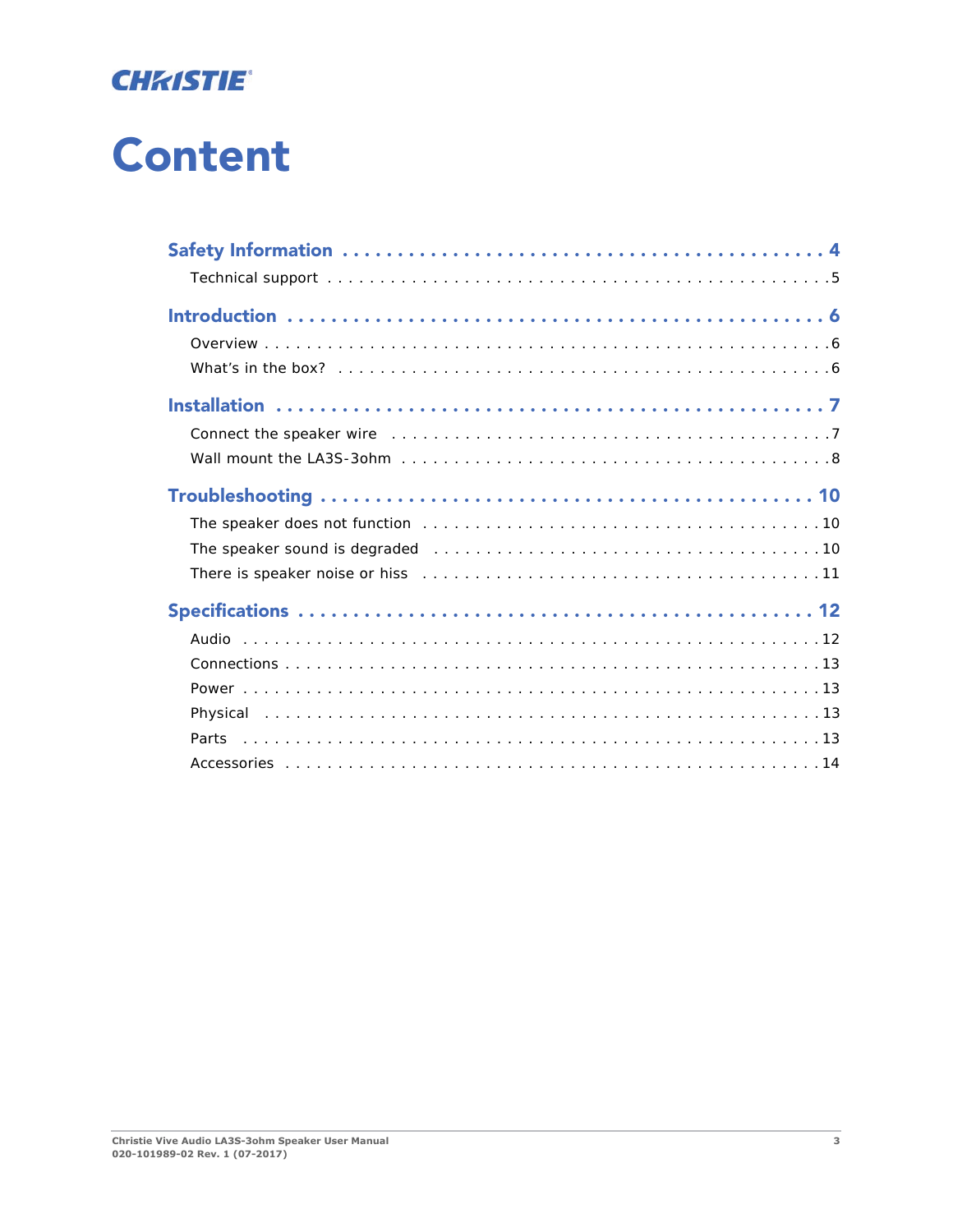# Content

**Safety Information** . . . . . . . . . . . . . . . . . . . . . . . . . . . . . . . . . . . . . . . . 4

Technical support . . . . . . . . . . . . . . . . . . . . . . . . . . . . . . . . . . . . . . . . . . 5

**Introduction** . . . . . . . . . . . . . . . . . . . . . . . . . . . . . . . . . . . . . . . . . . . 6

Overview . . . . . . . . . . . . . . . . . . . . . . . . . . . . . . . . . . . . . . . . . . . . . . . 6

What's in the box? . . . . . . . . . . . . . . . . . . . . . . . . . . . . . . . . . . . . . . . . . 6

**Installation** . . . . . . . . . . . . . . . . . . . . . . . . . . . . . . . . . . . . . . . . . . . . 7

Connect the speaker wire . . . . . . . . . . . . . . . . . . . . . . . . . . . . . . . . . . . . . 7

Wall mount the LA3S-3ohm . . . . . . . . . . . . . . . . . . . . . . . . . . . . . . . . . . . 8

**Troubleshooting** . . . . . . . . . . . . . . . . . . . . . . . . . . . . . . . . . . . . . . . . . 10

The speaker does not function . . . . . . . . . . . . . . . . . . . . . . . . . . . . . . . . . . 10

The speaker sound is degraded . . . . . . . . . . . . . . . . . . . . . . . . . . . . . . . . . 10

There is speaker noise or hiss . . . . . . . . . . . . . . . . . . . . . . . . . . . . . . . . . . 11

**Specifications** . . . . . . . . . . . . . . . . . . . . . . . . . . . . . . . . . . . . . . . . . . 12

Audio . . . . . . . . . . . . . . . . . . . . . . . . . . . . . . . . . . . . . . . . . . . . . . . . . 12

Connections . . . . . . . . . . . . . . . . . . . . . . . . . . . . . . . . . . . . . . . . . . . . . 13

Power . . . . . . . . . . . . . . . . . . . . . . . . . . . . . . . . . . . . . . . . . . . . . . . . . 13

Physical . . . . . . . . . . . . . . . . . . . . . . . . . . . . . . . . . . . . . . . . . . . . . . . 13

Parts . . . . . . . . . . . . . . . . . . . . . . . . . . . . . . . . . . . . . . . . . . . . . . . . . 13

Accessories . . . . . . . . . . . . . . . . . . . . . . . . . . . . . . . . . . . . . . . . . . . . . 14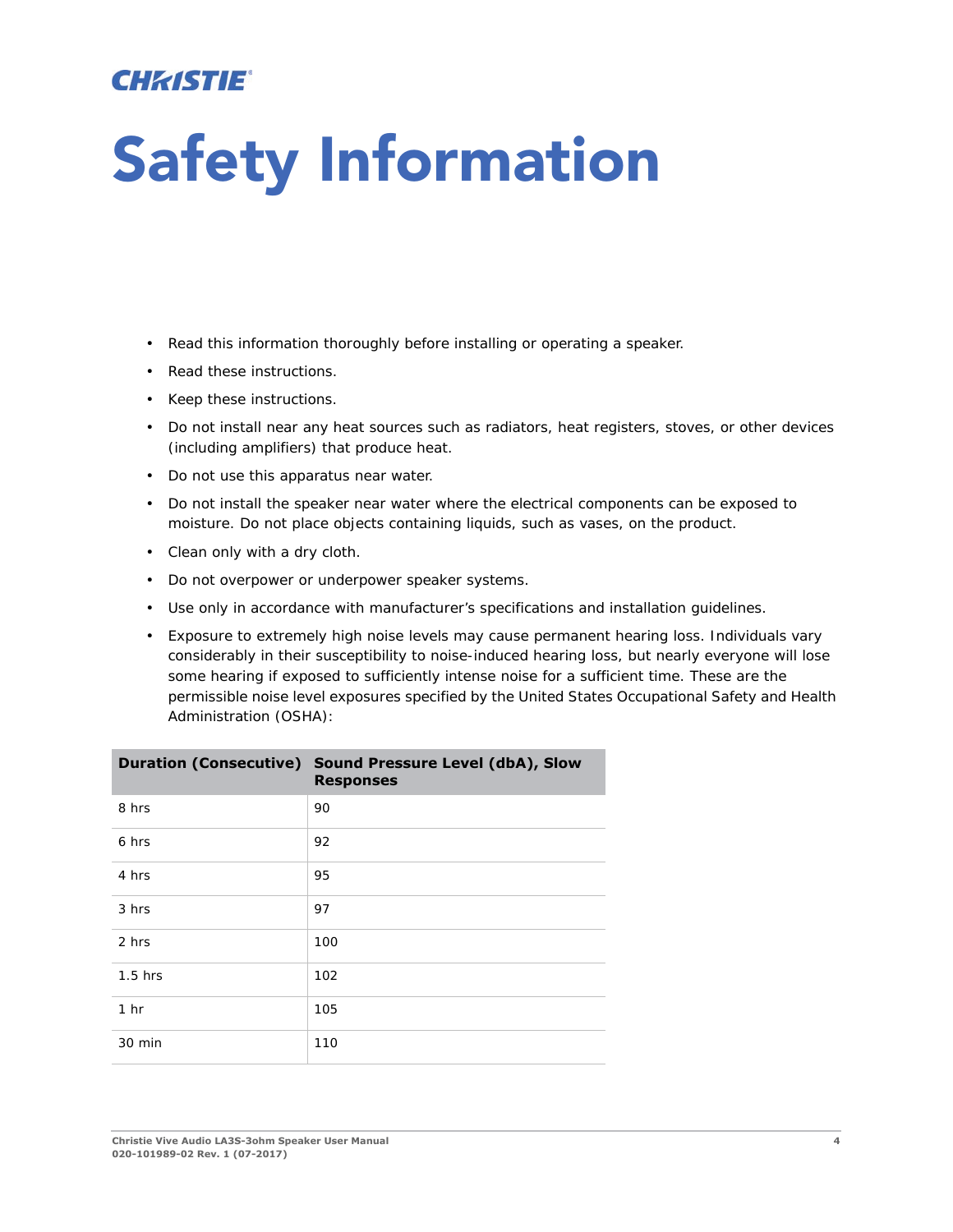# Safety Information

- Read this information thoroughly before installing or operating a speaker.
- Read these instructions.
- Keep these instructions.
- Do not install near any heat sources such as radiators, heat registers, stoves, or other devices (including amplifiers) that produce heat.
- Do not use this apparatus near water.
- Do not install the speaker near water where the electrical components can be exposed to moisture. Do not place objects containing liquids, such as vases, on the product.
- Clean only with a dry cloth.
- Do not overpower or underpower speaker systems.
- Use only in accordance with manufacturer's specifications and installation guidelines.
- Exposure to extremely high noise levels may cause permanent hearing loss. Individuals vary considerably in their susceptibility to noise-induced hearing loss, but nearly everyone will lose some hearing if exposed to sufficiently intense noise for a sufficient time. These are the permissible noise level exposures specified by the United States Occupational Safety and Health Administration (OSHA):

| Duration (Consecutive) | Sound Pressure Level (dbA), Slow Responses |
|---|---|
| 8 hrs | 90 |
| 6 hrs | 92 |
| 4 hrs | 95 |
| 3 hrs | 97 |
| 2 hrs | 100 |
| 1.5 hrs | 102 |
| 1 hr | 105 |
| 30 min | 110 |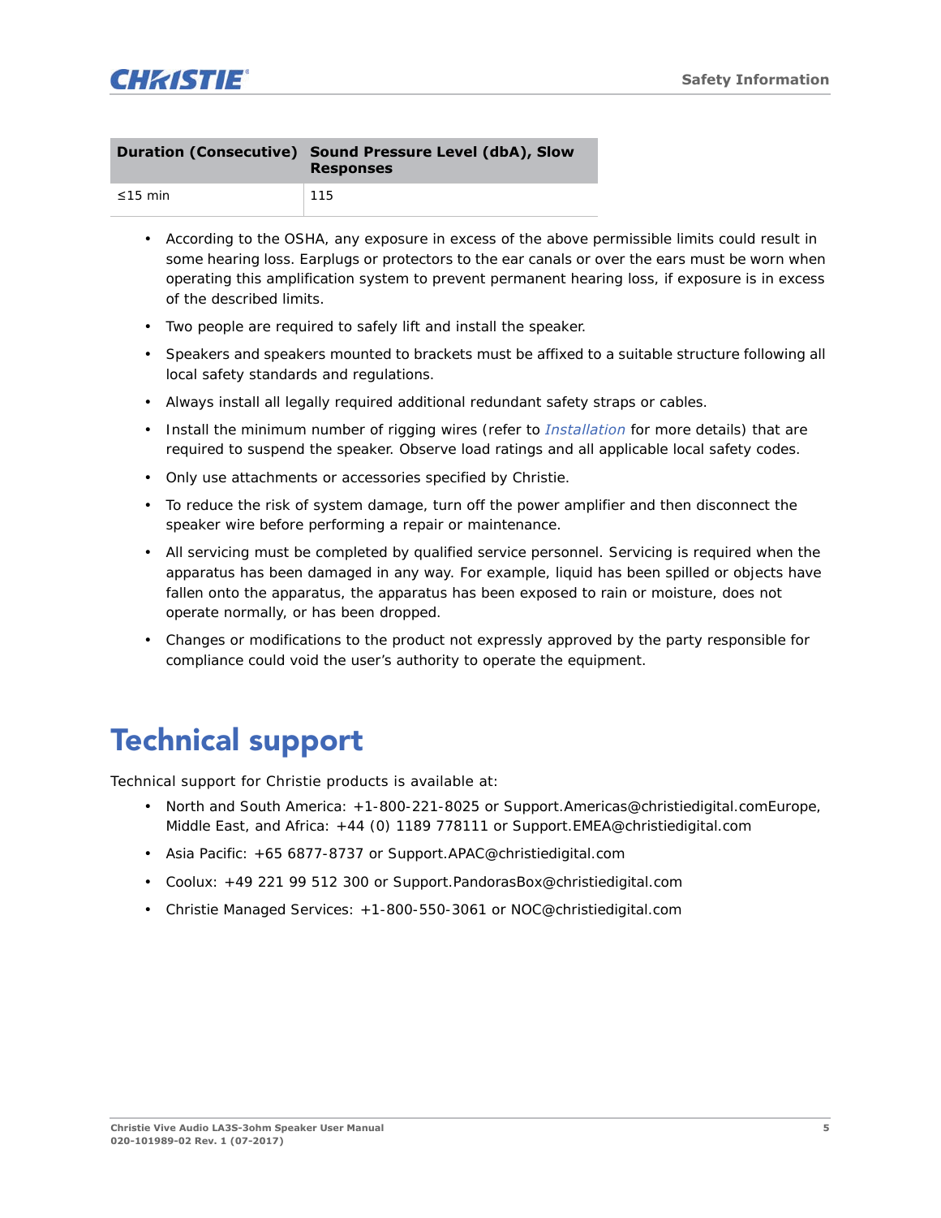| Duration (Consecutive) | Sound Pressure Level (dbA), Slow Responses |
| --- | --- |
| ≤15 min | 115 |

- According to the OSHA, any exposure in excess of the above permissible limits could result in some hearing loss. Earplugs or protectors to the ear canals or over the ears must be worn when operating this amplification system to prevent permanent hearing loss, if exposure is in excess of the described limits.
- Two people are required to safely lift and install the speaker.
- Speakers and speakers mounted to brackets must be affixed to a suitable structure following all local safety standards and regulations.
- Always install all legally required additional redundant safety straps or cables.
- Install the minimum number of rigging wires (refer to *Installation* for more details) that are required to suspend the speaker. Observe load ratings and all applicable local safety codes.
- Only use attachments or accessories specified by Christie.
- To reduce the risk of system damage, turn off the power amplifier and then disconnect the speaker wire before performing a repair or maintenance.
- All servicing must be completed by qualified service personnel. Servicing is required when the apparatus has been damaged in any way. For example, liquid has been spilled or objects have fallen onto the apparatus, the apparatus has been exposed to rain or moisture, does not operate normally, or has been dropped.
- Changes or modifications to the product not expressly approved by the party responsible for compliance could void the user's authority to operate the equipment.

# Technical support

Technical support for Christie products is available at:

- North and South America: +1-800-221-8025 or Support.Americas@christiedigital.comEurope, Middle East, and Africa: +44 (0) 1189 778111 or Support.EMEA@christiedigital.com
- Asia Pacific: +65 6877-8737 or Support.APAC@christiedigital.com
- Coolux: +49 221 99 512 300 or Support.PandorasBox@christiedigital.com
- Christie Managed Services: +1-800-550-3061 or NOC@christiedigital.com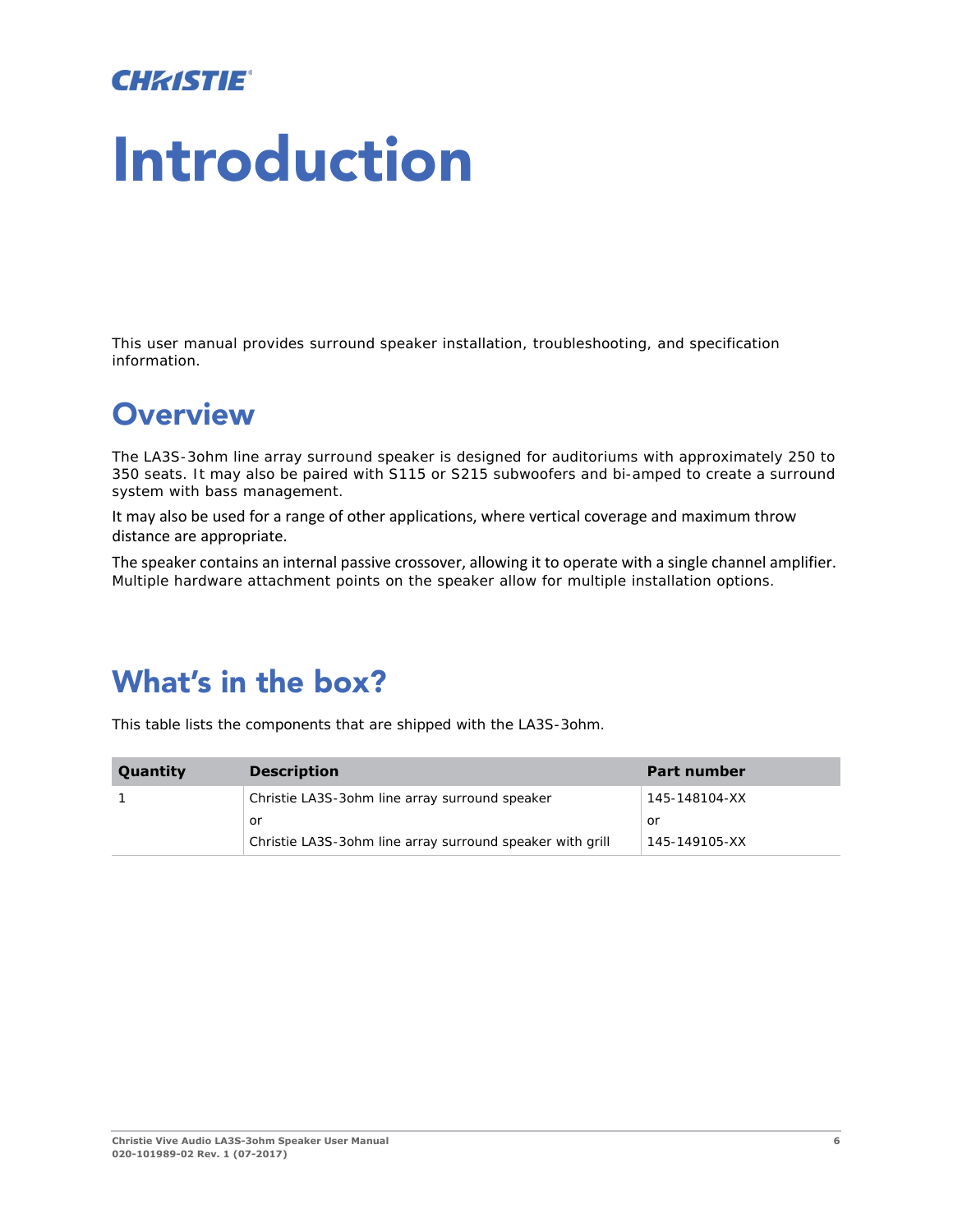# Introduction

This user manual provides surround speaker installation, troubleshooting, and specification information.

## Overview

The LA3S-3ohm line array surround speaker is designed for auditoriums with approximately 250 to 350 seats. It may also be paired with S115 or S215 subwoofers and bi-amped to create a surround system with bass management.

It may also be used for a range of other applications, where vertical coverage and maximum throw distance are appropriate.

The speaker contains an internal passive crossover, allowing it to operate with a single channel amplifier. Multiple hardware attachment points on the speaker allow for multiple installation options.

## What's in the box?

This table lists the components that are shipped with the LA3S-3ohm.

| Quantity | Description | Part number |
|---|---|---|
| 1 | Christie LA3S-3ohm line array surround speaker<br>or<br>Christie LA3S-3ohm line array surround speaker with grill | 145-148104-XX<br>or<br>145-149105-XX |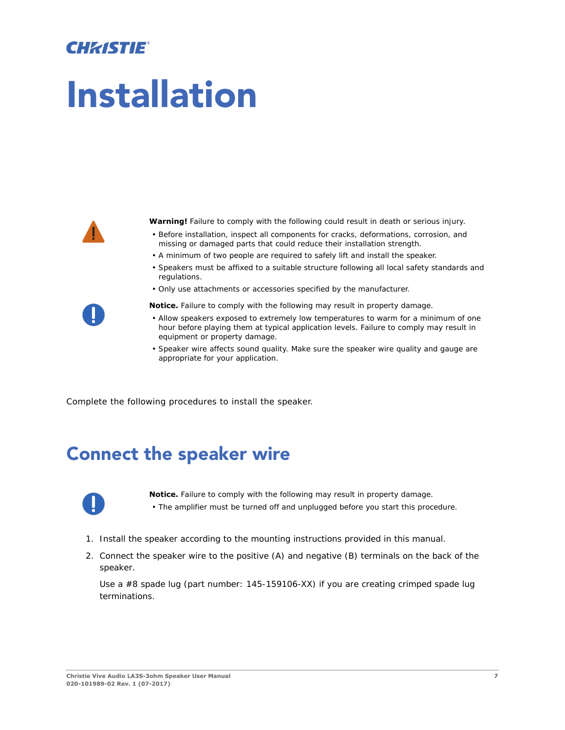# Installation

**Warning!** Failure to comply with the following could result in death or serious injury.

- Before installation, inspect all components for cracks, deformations, corrosion, and missing or damaged parts that could reduce their installation strength.
- A minimum of two people are required to safely lift and install the speaker.
- Speakers must be affixed to a suitable structure following all local safety standards and regulations.
- Only use attachments or accessories specified by the manufacturer.

**Notice.** Failure to comply with the following may result in property damage.

- Allow speakers exposed to extremely low temperatures to warm for a minimum of one hour before playing them at typical application levels. Failure to comply may result in equipment or property damage.
- Speaker wire affects sound quality. Make sure the speaker wire quality and gauge are appropriate for your application.

Complete the following procedures to install the speaker.

## Connect the speaker wire

**Notice.** Failure to comply with the following may result in property damage.

- The amplifier must be turned off and unplugged before you start this procedure.

1. Install the speaker according to the mounting instructions provided in this manual.
2. Connect the speaker wire to the positive (A) and negative (B) terminals on the back of the speaker.

   Use a #8 spade lug (part number: 145-159106-XX) if you are creating crimped spade lug terminations.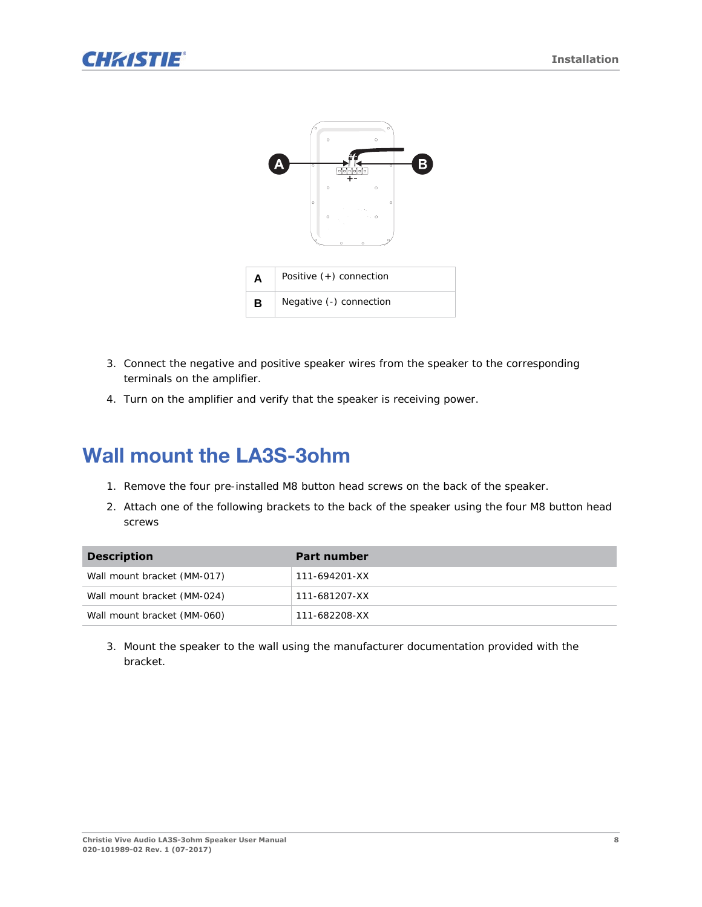| | |
|---|---|
| **A** | Positive (+) connection |
| **B** | Negative (-) connection |

3. Connect the negative and positive speaker wires from the speaker to the corresponding terminals on the amplifier.
4. Turn on the amplifier and verify that the speaker is receiving power.

# Wall mount the LA3S-3ohm

1. Remove the four pre-installed M8 button head screws on the back of the speaker.
2. Attach one of the following brackets to the back of the speaker using the four M8 button head screws

| Description | Part number |
|---|---|
| Wall mount bracket (MM-017) | 111-694201-XX |
| Wall mount bracket (MM-024) | 111-681207-XX |
| Wall mount bracket (MM-060) | 111-682208-XX |

3. Mount the speaker to the wall using the manufacturer documentation provided with the bracket.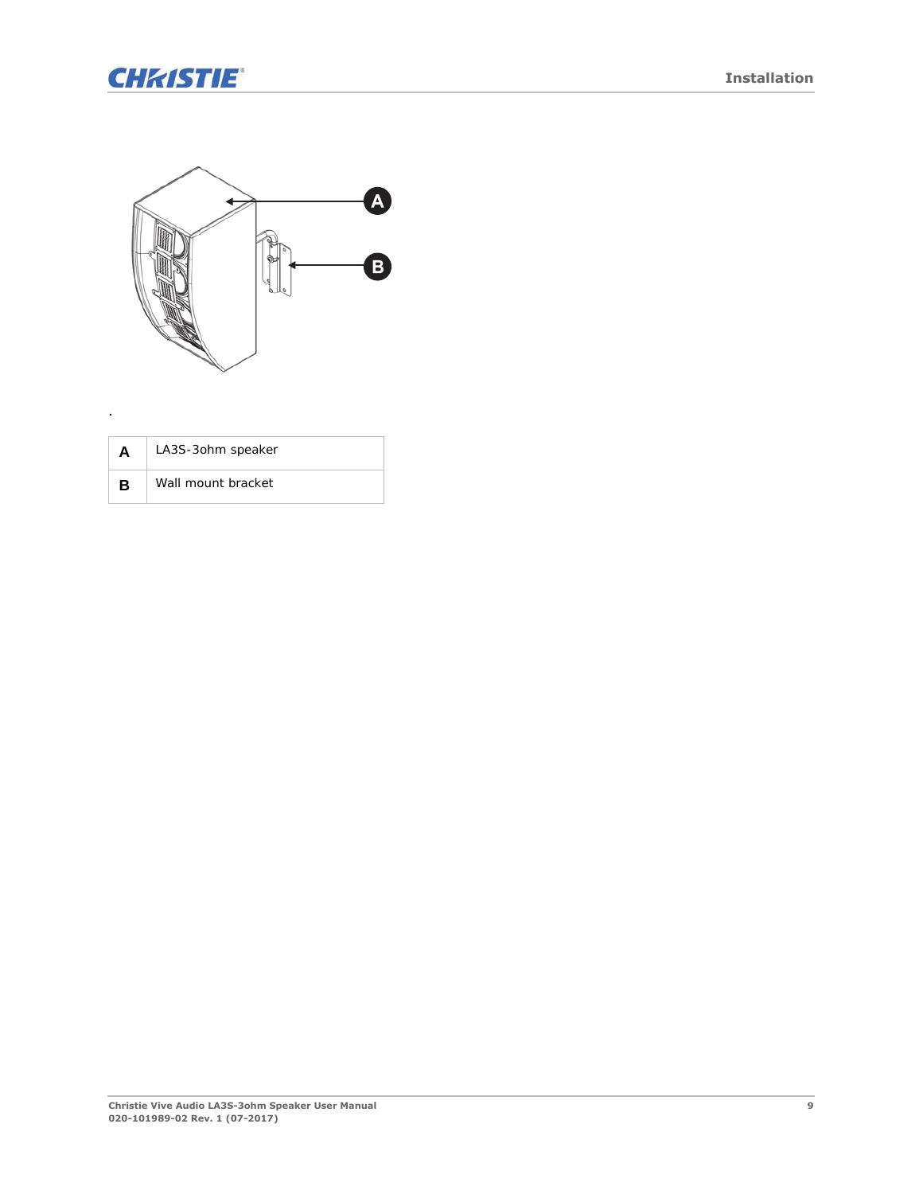.

| | |
|---|---|
| **A** | LA3S-3ohm speaker |
| **B** | Wall mount bracket |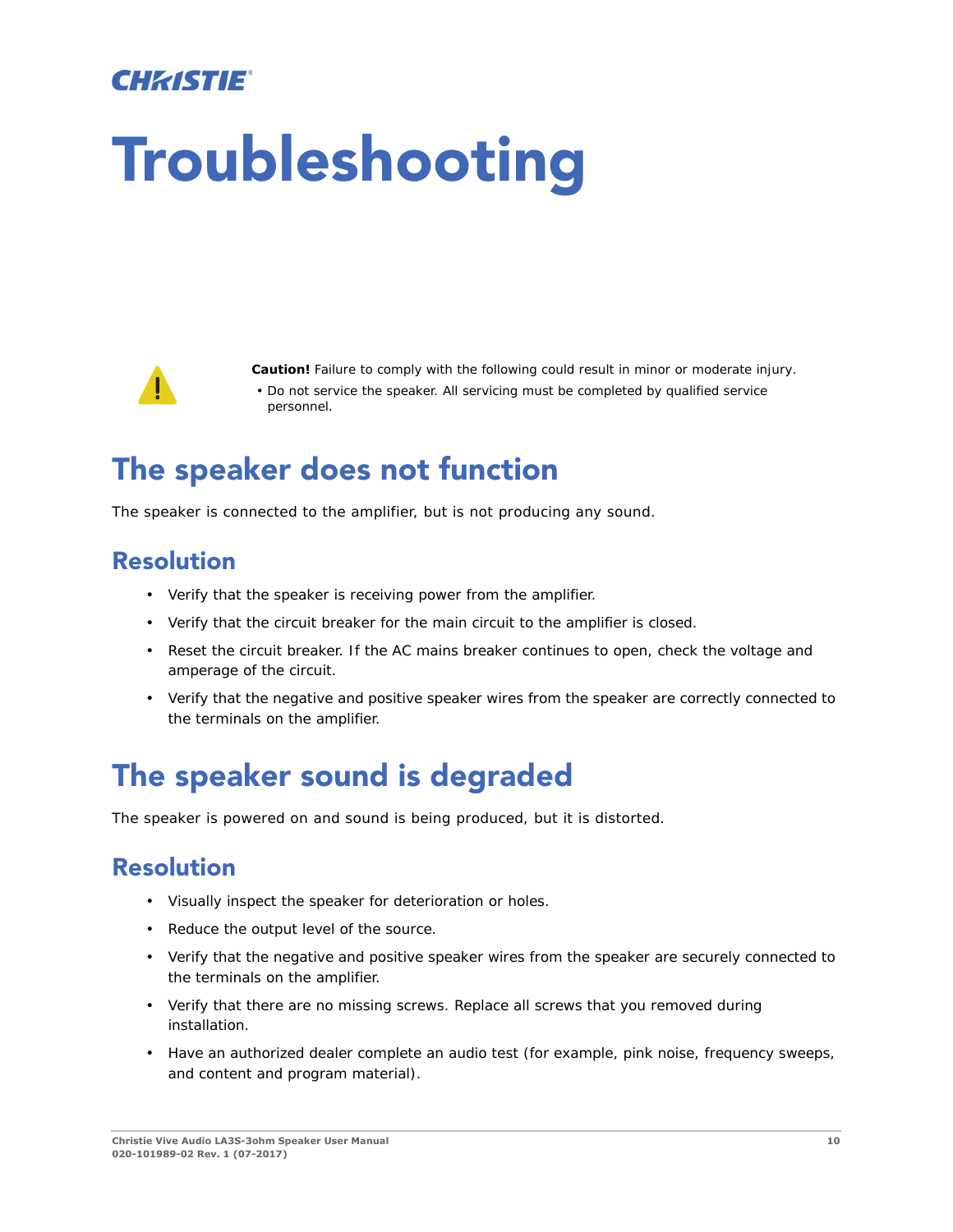# Troubleshooting

**Caution!** Failure to comply with the following could result in minor or moderate injury.

- Do not service the speaker. All servicing must be completed by qualified service personnel.

## The speaker does not function

The speaker is connected to the amplifier, but is not producing any sound.

### Resolution

- Verify that the speaker is receiving power from the amplifier.
- Verify that the circuit breaker for the main circuit to the amplifier is closed.
- Reset the circuit breaker. If the AC mains breaker continues to open, check the voltage and amperage of the circuit.
- Verify that the negative and positive speaker wires from the speaker are correctly connected to the terminals on the amplifier.

## The speaker sound is degraded

The speaker is powered on and sound is being produced, but it is distorted.

### Resolution

- Visually inspect the speaker for deterioration or holes.
- Reduce the output level of the source.
- Verify that the negative and positive speaker wires from the speaker are securely connected to the terminals on the amplifier.
- Verify that there are no missing screws. Replace all screws that you removed during installation.
- Have an authorized dealer complete an audio test (for example, pink noise, frequency sweeps, and content and program material).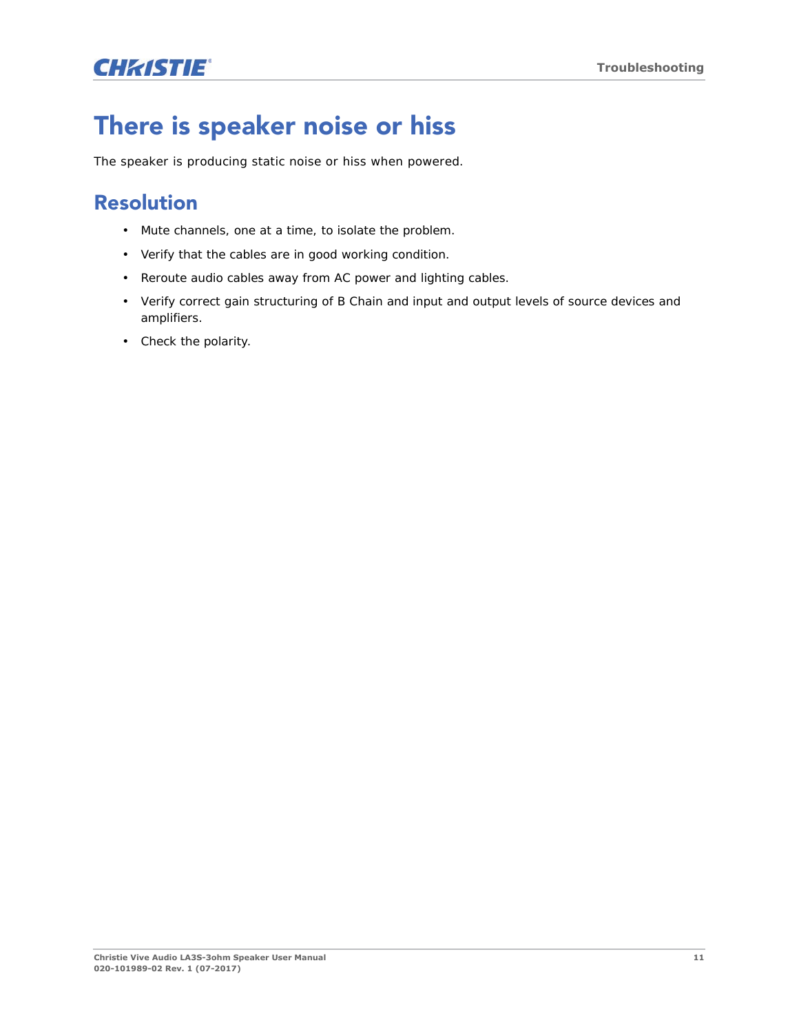# There is speaker noise or hiss

The speaker is producing static noise or hiss when powered.

## Resolution

- Mute channels, one at a time, to isolate the problem.
- Verify that the cables are in good working condition.
- Reroute audio cables away from AC power and lighting cables.
- Verify correct gain structuring of B Chain and input and output levels of source devices and amplifiers.
- Check the polarity.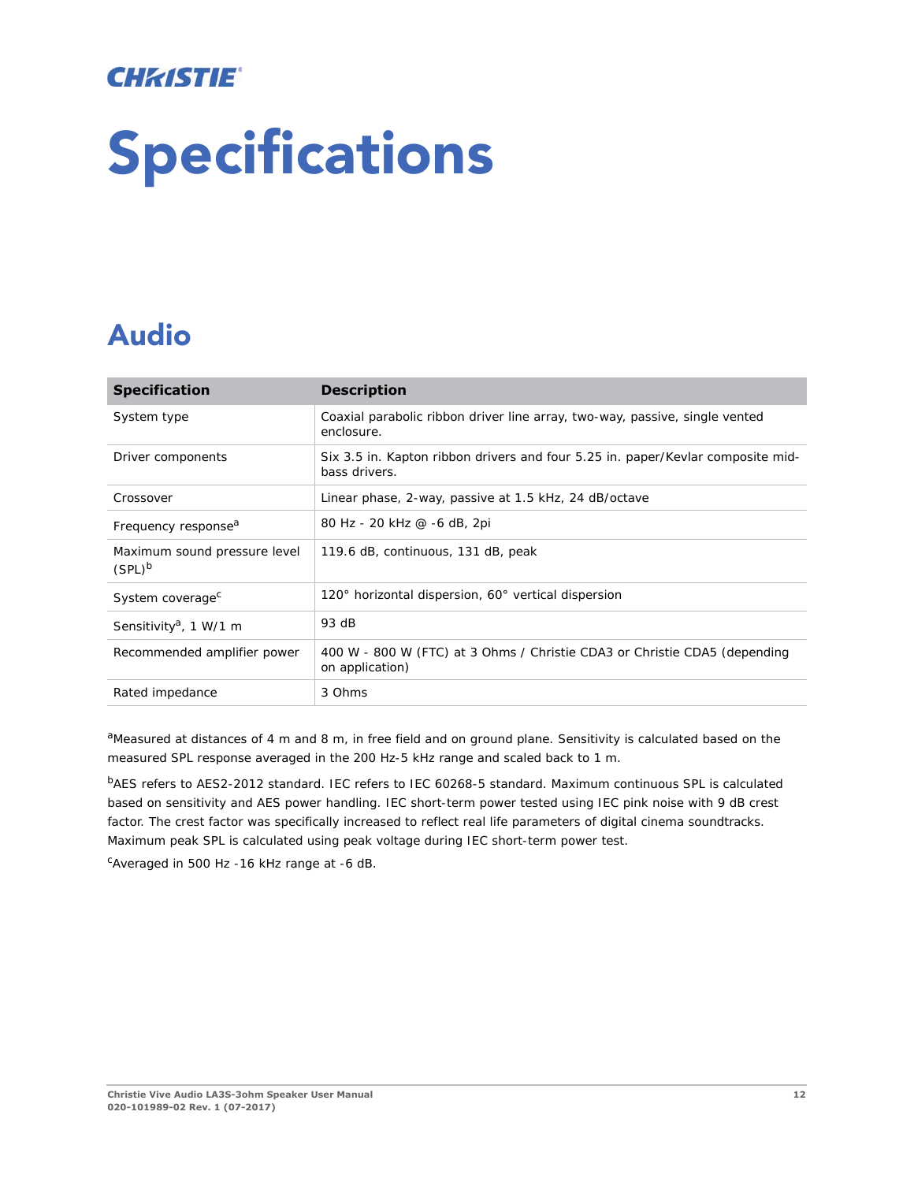# Specifications

## Audio

| Specification | Description |
| --- | --- |
| System type | Coaxial parabolic ribbon driver line array, two-way, passive, single vented enclosure. |
| Driver components | Six 3.5 in. Kapton ribbon drivers and four 5.25 in. paper/Kevlar composite mid-bass drivers. |
| Crossover | Linear phase, 2-way, passive at 1.5 kHz, 24 dB/octave |
| Frequency response[a] | 80 Hz - 20 kHz @ -6 dB, 2pi |
| Maximum sound pressure level (SPL)[b] | 119.6 dB, continuous, 131 dB, peak |
| System coverage[c] | 120° horizontal dispersion, 60° vertical dispersion |
| Sensitivity[a], 1 W/1 m | 93 dB |
| Recommended amplifier power | 400 W - 800 W (FTC) at 3 Ohms / Christie CDA3 or Christie CDA5 (depending on application) |
| Rated impedance | 3 Ohms |

[a]Measured at distances of 4 m and 8 m, in free field and on ground plane. Sensitivity is calculated based on the measured SPL response averaged in the 200 Hz-5 kHz range and scaled back to 1 m.

[b]AES refers to AES2-2012 standard. IEC refers to IEC 60268-5 standard. Maximum continuous SPL is calculated based on sensitivity and AES power handling. IEC short-term power tested using IEC pink noise with 9 dB crest factor. The crest factor was specifically increased to reflect real life parameters of digital cinema soundtracks. Maximum peak SPL is calculated using peak voltage during IEC short-term power test.

[c]Averaged in 500 Hz -16 kHz range at -6 dB.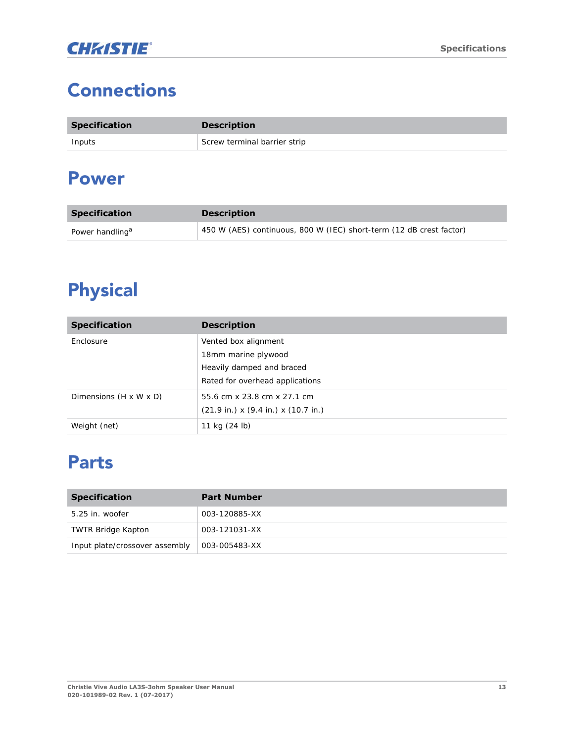# Connections

| Specification | Description |
| --- | --- |
| Inputs | Screw terminal barrier strip |

# Power

| Specification | Description |
| --- | --- |
| Power handling[a] | 450 W (AES) continuous, 800 W (IEC) short-term (12 dB crest factor) |

# Physical

| Specification | Description |
| --- | --- |
| Enclosure | Vented box alignment<br>18mm marine plywood<br>Heavily damped and braced<br>Rated for overhead applications |
| Dimensions (H x W x D) | 55.6 cm x 23.8 cm x 27.1 cm<br>(21.9 in.) x (9.4 in.) x (10.7 in.) |
| Weight (net) | 11 kg (24 lb) |

# Parts

| Specification | Part Number |
| --- | --- |
| 5.25 in. woofer | 003-120885-XX |
| TWTR Bridge Kapton | 003-121031-XX |
| Input plate/crossover assembly | 003-005483-XX |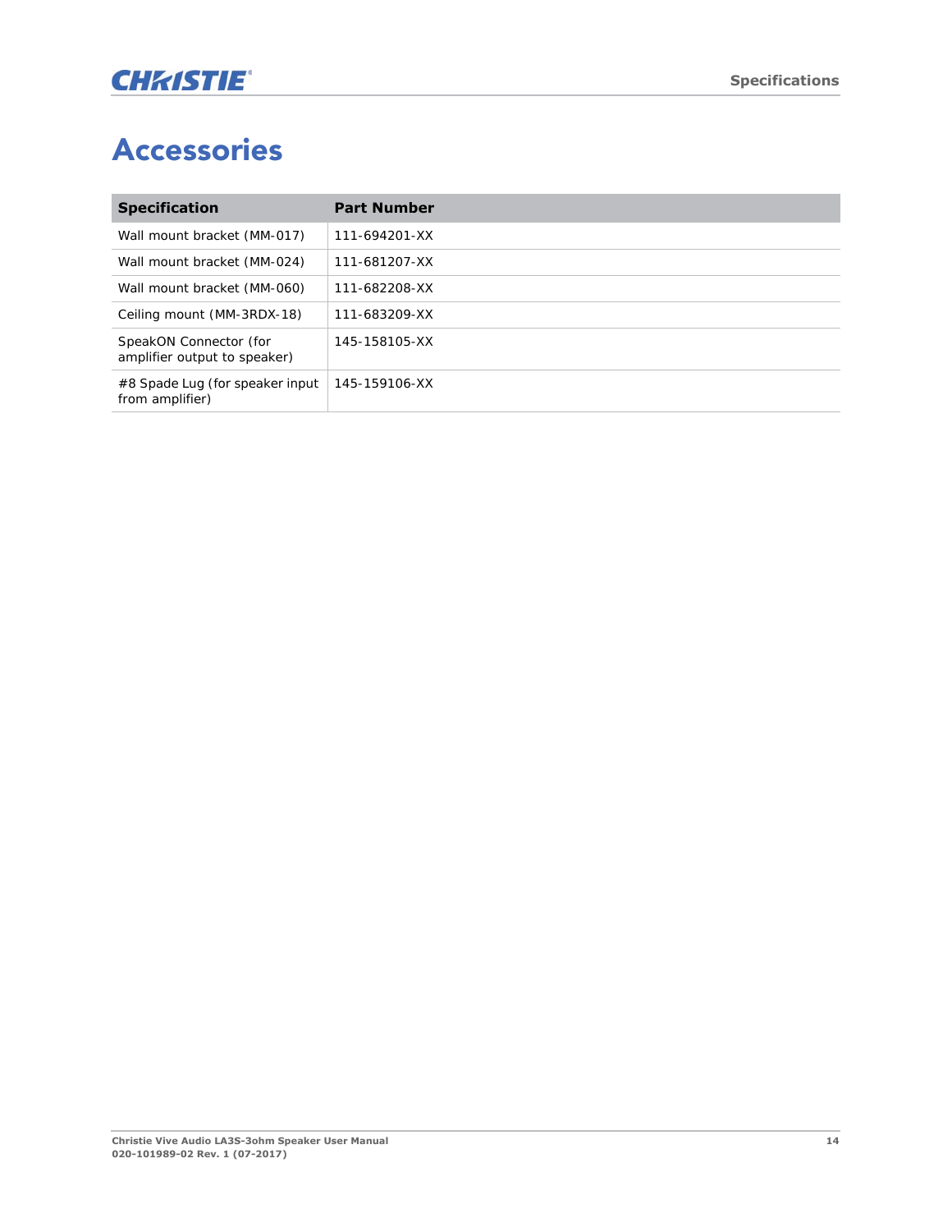# Accessories

| Specification | Part Number |
|---|---|
| Wall mount bracket (MM-017) | 111-694201-XX |
| Wall mount bracket (MM-024) | 111-681207-XX |
| Wall mount bracket (MM-060) | 111-682208-XX |
| Ceiling mount (MM-3RDX-18) | 111-683209-XX |
| SpeakON Connector (for amplifier output to speaker) | 145-158105-XX |
| #8 Spade Lug (for speaker input from amplifier) | 145-159106-XX |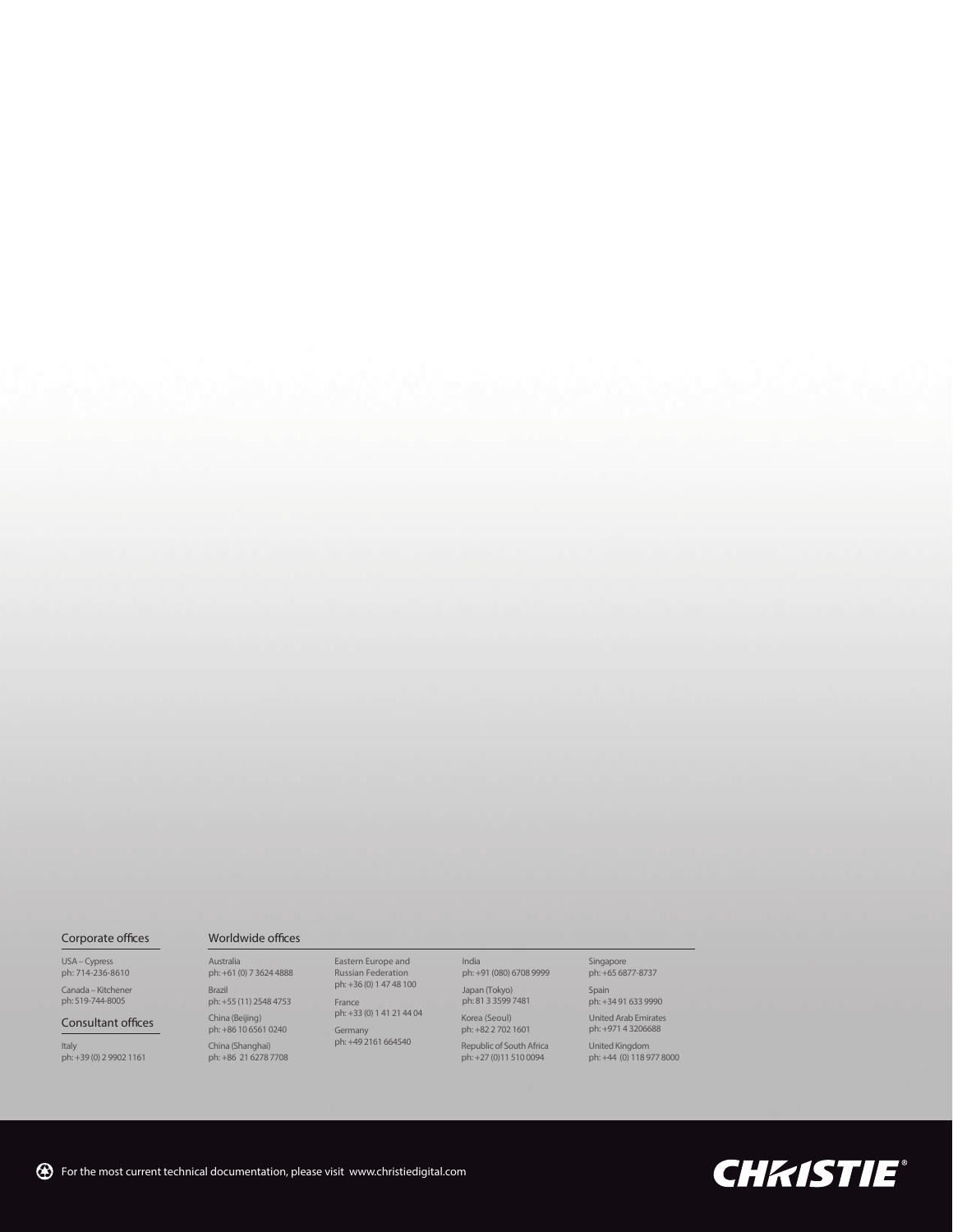## Corporate offices

USA – Cypress
ph: 714-236-8610

Canada – Kitchener
ph: 519-744-8005

## Consultant offices

Italy
ph: +39 (0) 2 9902 1161

## Worldwide offices

Australia
ph: +61 (0) 7 3624 4888

Brazil
ph: +55 (11) 2548 4753

China (Beijing)
ph: +86 10 6561 0240

China (Shanghai)
ph: +86 21 6278 7708

Eastern Europe and Russian Federation
ph: +36 (0) 1 47 48 100

France
ph: +33 (0) 1 41 21 44 04

Germany
ph: +49 2161 664540

India
ph: +91 (080) 6708 9999

Japan (Tokyo)
ph: 81 3 3599 7481

Korea (Seoul)
ph: +82 2 702 1601

Republic of South Africa
ph: +27 (0)11 510 0094

Singapore
ph: +65 6877-8737

Spain
ph: +34 91 633 9990

United Arab Emirates
ph: +971 4 3206688

United Kingdom
ph: +44 (0) 118 977 8000

For the most current technical documentation, please visit www.christiedigital.com

CHRISTIE®